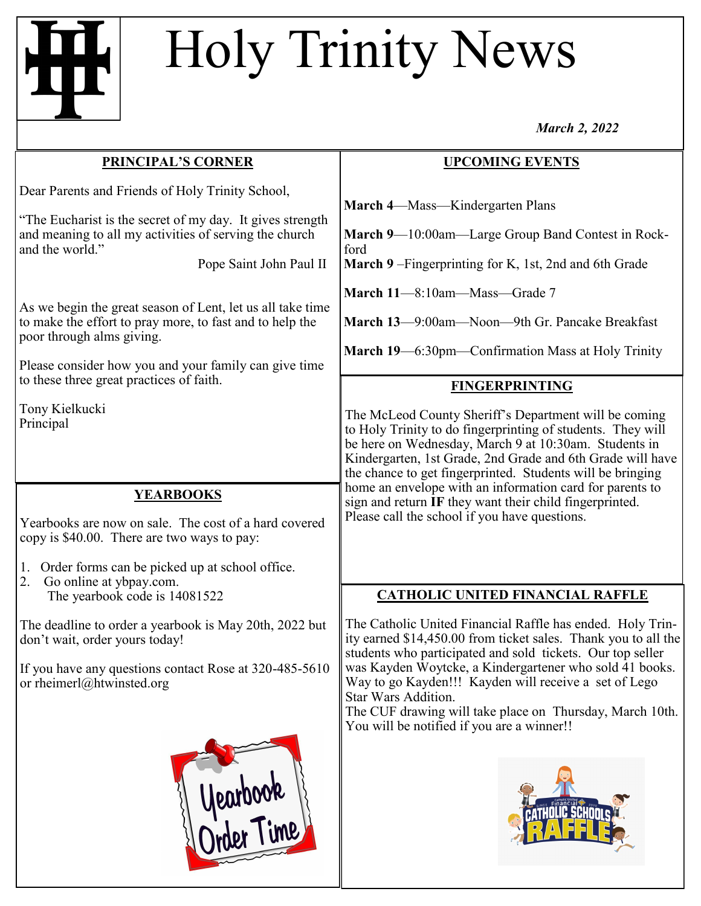# Holy Trinity News

*March 2, 2022*

## PRINCIPAL'S CORNER

Dear Parents and Friends of Holy Trinity School,

"The Eucharist is the secret of my day. It gives strength and meaning to all my activities of serving the church and the world."

Pope Saint John Paul II

As we begin the great season of Lent, let us all take time to make the effort to pray more, to fast and to help the poor through alms giving.

Please consider how you and your family can give time to these three great practices of faith.

Tony Kielkucki
Principal

## YEARBOOKS

Yearbooks are now on sale. The cost of a hard covered copy is $40.00. There are two ways to pay:

1. Order forms can be picked up at school office.
2. Go online at ybpay.com.
   The yearbook code is 14081522

The deadline to order a yearbook is May 20th, 2022 but don't wait, order yours today!

If you have any questions contact Rose at 320-485-5610 or rheimerl@htwinsted.org

## UPCOMING EVENTS

**March 4**—Mass—Kindergarten Plans

**March 9**—10:00am—Large Group Band Contest in Rockford

**March 9** –Fingerprinting for K, 1st, 2nd and 6th Grade

**March 11**—8:10am—Mass—Grade 7

**March 13**—9:00am—Noon—9th Gr. Pancake Breakfast

**March 19**—6:30pm—Confirmation Mass at Holy Trinity

## FINGERPRINTING

The McLeod County Sheriff's Department will be coming to Holy Trinity to do fingerprinting of students. They will be here on Wednesday, March 9 at 10:30am. Students in Kindergarten, 1st Grade, 2nd Grade and 6th Grade will have the chance to get fingerprinted. Students will be bringing home an envelope with an information card for parents to sign and return **IF** they want their child fingerprinted. Please call the school if you have questions.

## CATHOLIC UNITED FINANCIAL RAFFLE

The Catholic United Financial Raffle has ended. Holy Trinity earned $14,450.00 from ticket sales. Thank you to all the students who participated and sold tickets. Our top seller was Kayden Woytcke, a Kindergartener who sold 41 books. Way to go Kayden!!! Kayden will receive a set of Lego Star Wars Addition.

The CUF drawing will take place on Thursday, March 10th. You will be notified if you are a winner!!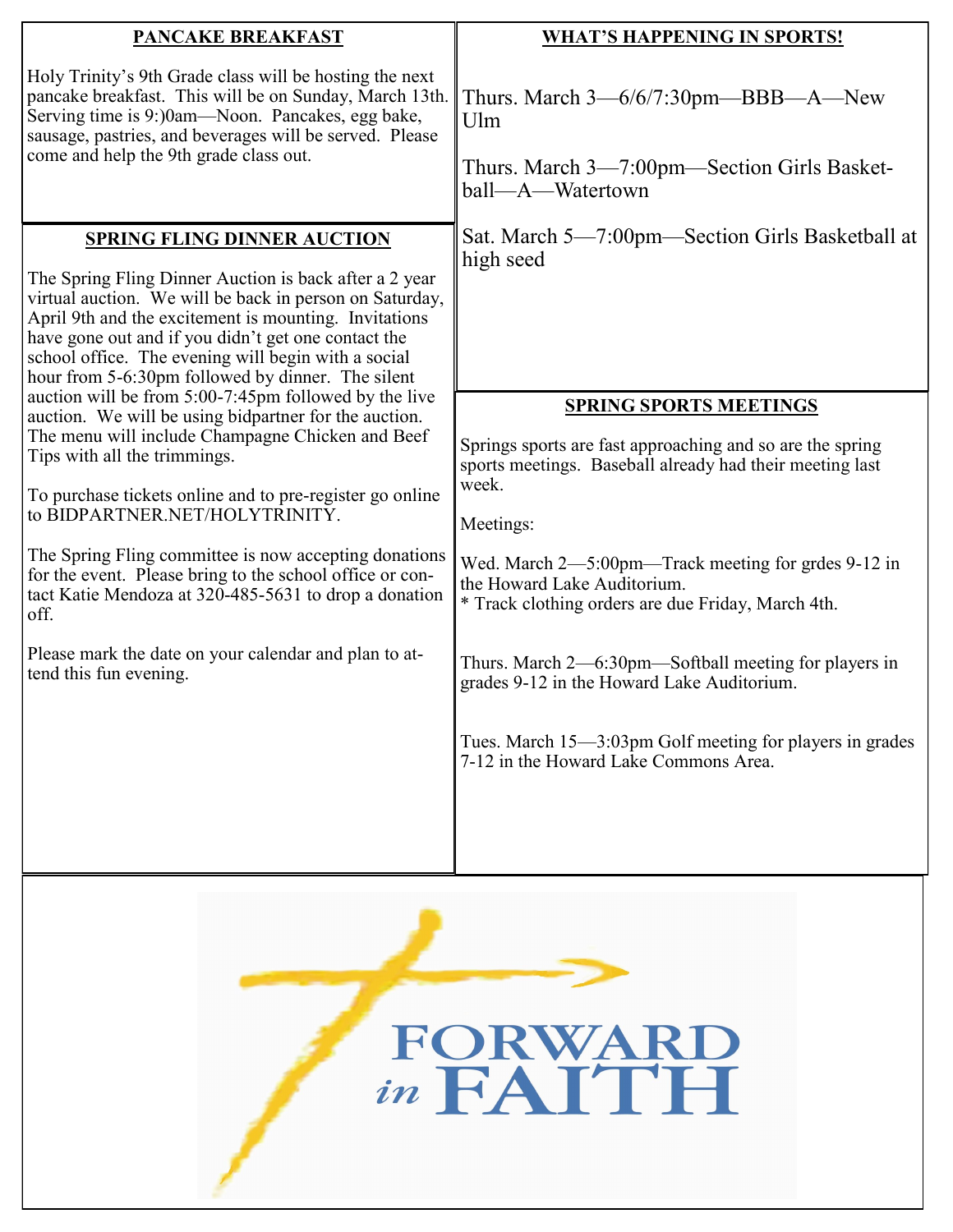## PANCAKE BREAKFAST

Holy Trinity's 9th Grade class will be hosting the next pancake breakfast. This will be on Sunday, March 13th. Serving time is 9:)0am—Noon. Pancakes, egg bake, sausage, pastries, and beverages will be served. Please come and help the 9th grade class out.

## SPRING FLING DINNER AUCTION

The Spring Fling Dinner Auction is back after a 2 year virtual auction. We will be back in person on Saturday, April 9th and the excitement is mounting. Invitations have gone out and if you didn't get one contact the school office. The evening will begin with a social hour from 5-6:30pm followed by dinner. The silent auction will be from 5:00-7:45pm followed by the live auction. We will be using bidpartner for the auction. The menu will include Champagne Chicken and Beef Tips with all the trimmings.

To purchase tickets online and to pre-register go online to BIDPARTNER.NET/HOLYTRINITY.

The Spring Fling committee is now accepting donations for the event. Please bring to the school office or contact Katie Mendoza at 320-485-5631 to drop a donation off.

Please mark the date on your calendar and plan to attend this fun evening.

## WHAT'S HAPPENING IN SPORTS!

Thurs. March 3—6/6/7:30pm—BBB—A—New Ulm

Thurs. March 3—7:00pm—Section Girls Basketball—A—Watertown

Sat. March 5—7:00pm—Section Girls Basketball at high seed

## SPRING SPORTS MEETINGS

Springs sports are fast approaching and so are the spring sports meetings. Baseball already had their meeting last week.

Meetings:

Wed. March 2—5:00pm—Track meeting for grdes 9-12 in the Howard Lake Auditorium.
* Track clothing orders are due Friday, March 4th.

Thurs. March 2—6:30pm—Softball meeting for players in grades 9-12 in the Howard Lake Auditorium.

Tues. March 15—3:03pm Golf meeting for players in grades 7-12 in the Howard Lake Commons Area.

FORWARD *in* FAITH